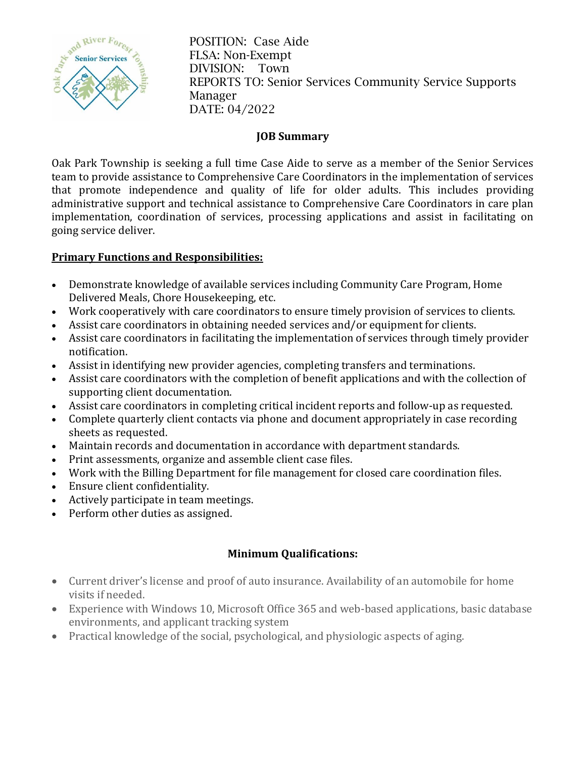POSITION: Case Aide
FLSA: Non-Exempt
DIVISION: Town
REPORTS TO: Senior Services Community Service Supports Manager
DATE: 04/2022

## JOB Summary

Oak Park Township is seeking a full time Case Aide to serve as a member of the Senior Services team to provide assistance to Comprehensive Care Coordinators in the implementation of services that promote independence and quality of life for older adults. This includes providing administrative support and technical assistance to Comprehensive Care Coordinators in care plan implementation, coordination of services, processing applications and assist in facilitating on going service deliver.

### Primary Functions and Responsibilities:

- Demonstrate knowledge of available services including Community Care Program, Home Delivered Meals, Chore Housekeeping, etc.
- Work cooperatively with care coordinators to ensure timely provision of services to clients.
- Assist care coordinators in obtaining needed services and/or equipment for clients.
- Assist care coordinators in facilitating the implementation of services through timely provider notification.
- Assist in identifying new provider agencies, completing transfers and terminations.
- Assist care coordinators with the completion of benefit applications and with the collection of supporting client documentation.
- Assist care coordinators in completing critical incident reports and follow-up as requested.
- Complete quarterly client contacts via phone and document appropriately in case recording sheets as requested.
- Maintain records and documentation in accordance with department standards.
- Print assessments, organize and assemble client case files.
- Work with the Billing Department for file management for closed care coordination files.
- Ensure client confidentiality.
- Actively participate in team meetings.
- Perform other duties as assigned.

## Minimum Qualifications:

- Current driver's license and proof of auto insurance. Availability of an automobile for home visits if needed.
- Experience with Windows 10, Microsoft Office 365 and web-based applications, basic database environments, and applicant tracking system
- Practical knowledge of the social, psychological, and physiologic aspects of aging.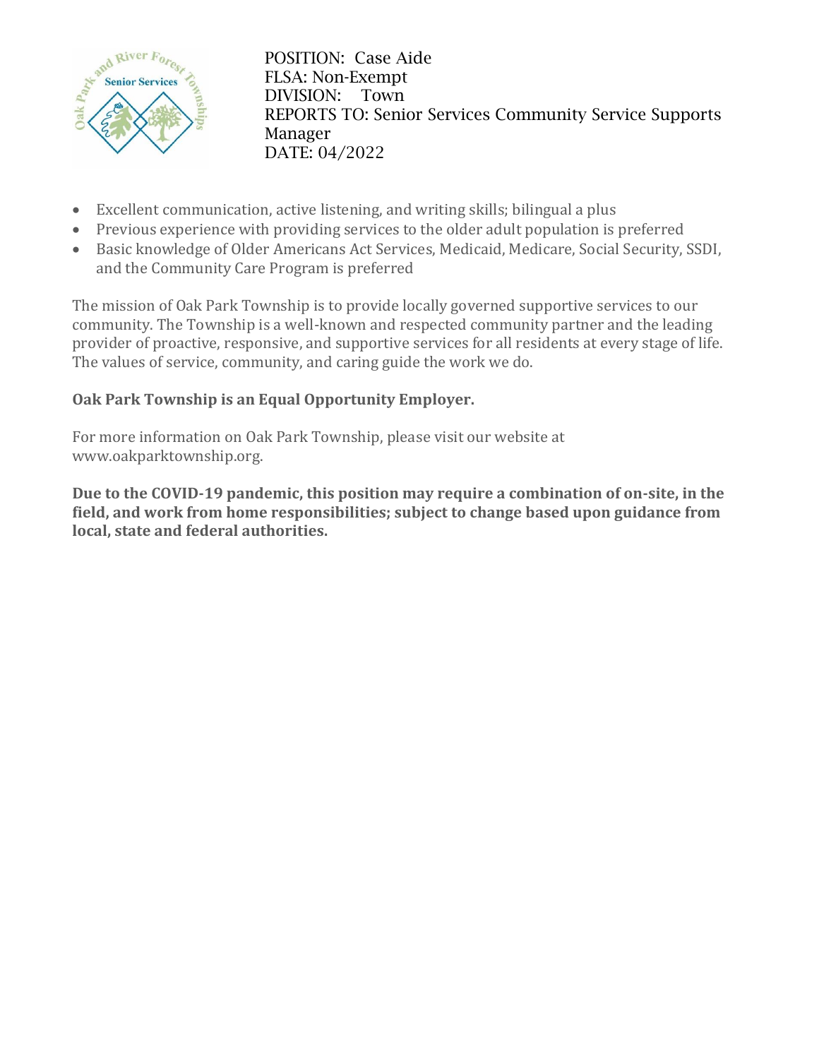POSITION: Case Aide
FLSA: Non-Exempt
DIVISION: Town
REPORTS TO: Senior Services Community Service Supports Manager
DATE: 04/2022

- Excellent communication, active listening, and writing skills; bilingual a plus
- Previous experience with providing services to the older adult population is preferred
- Basic knowledge of Older Americans Act Services, Medicaid, Medicare, Social Security, SSDI, and the Community Care Program is preferred

The mission of Oak Park Township is to provide locally governed supportive services to our community. The Township is a well-known and respected community partner and the leading provider of proactive, responsive, and supportive services for all residents at every stage of life. The values of service, community, and caring guide the work we do.

**Oak Park Township is an Equal Opportunity Employer.**

For more information on Oak Park Township, please visit our website at www.oakparktownship.org.

**Due to the COVID-19 pandemic, this position may require a combination of on-site, in the field, and work from home responsibilities; subject to change based upon guidance from local, state and federal authorities.**